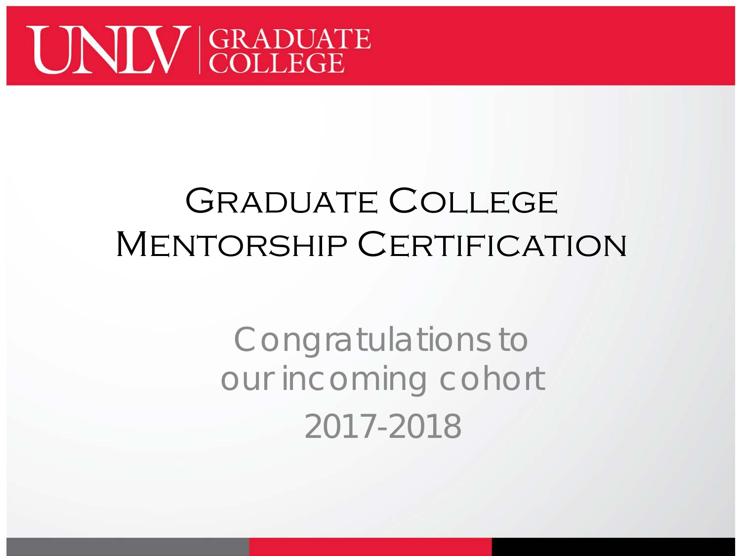UNLV | GRADUATE COLLEGE

# Graduate College Mentorship Certification

Congratulations to our incoming cohort

2017-2018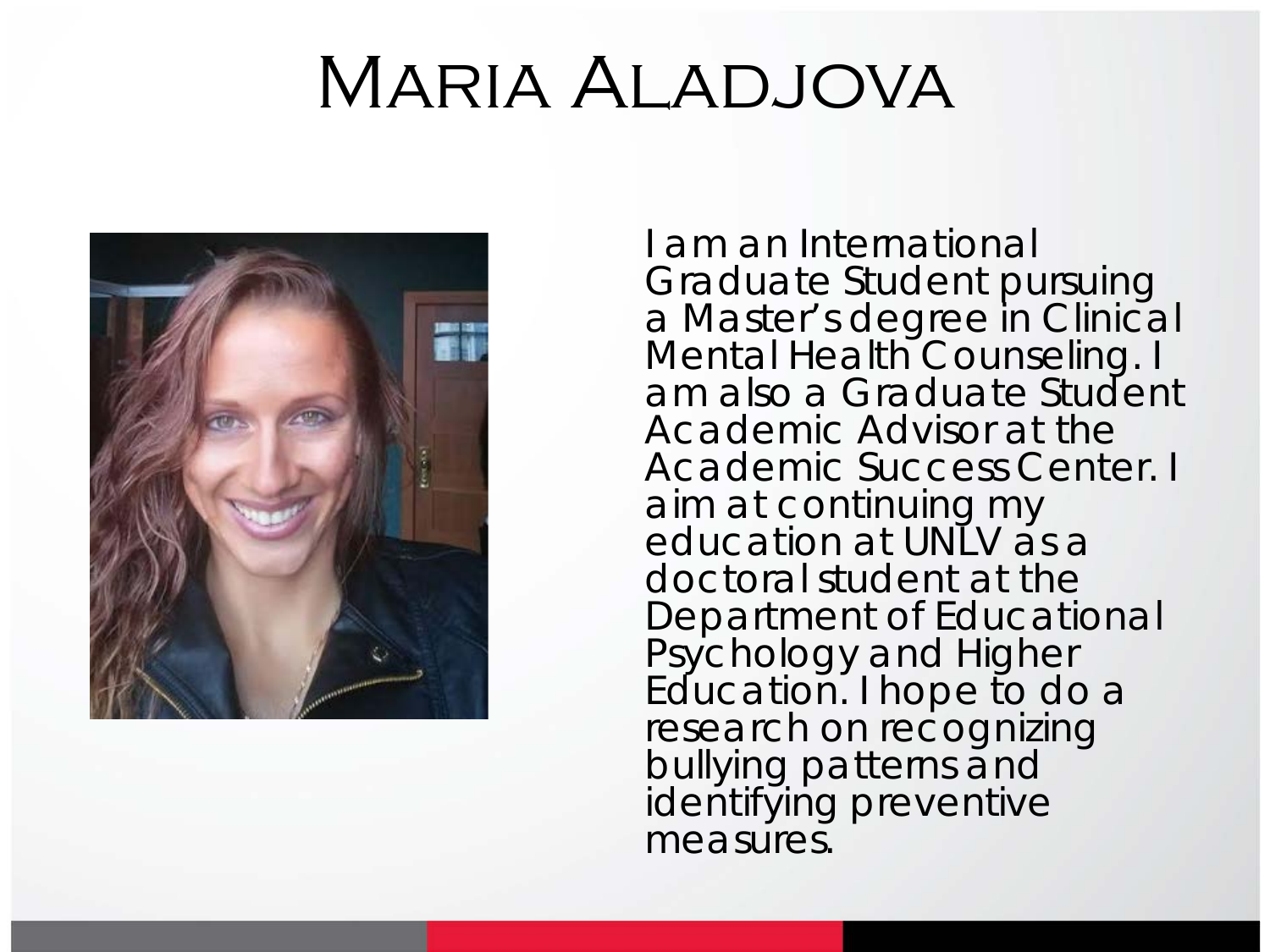# Maria Aladjova

I am an International Graduate Student pursuing a Master's degree in Clinical Mental Health Counseling. I am also a Graduate Student Academic Advisor at the Academic Success Center. I aim at continuing my education at UNLV as a doctoral student at the Department of Educational Psychology and Higher Education. I hope to do a research on recognizing bullying patterns and identifying preventive measures.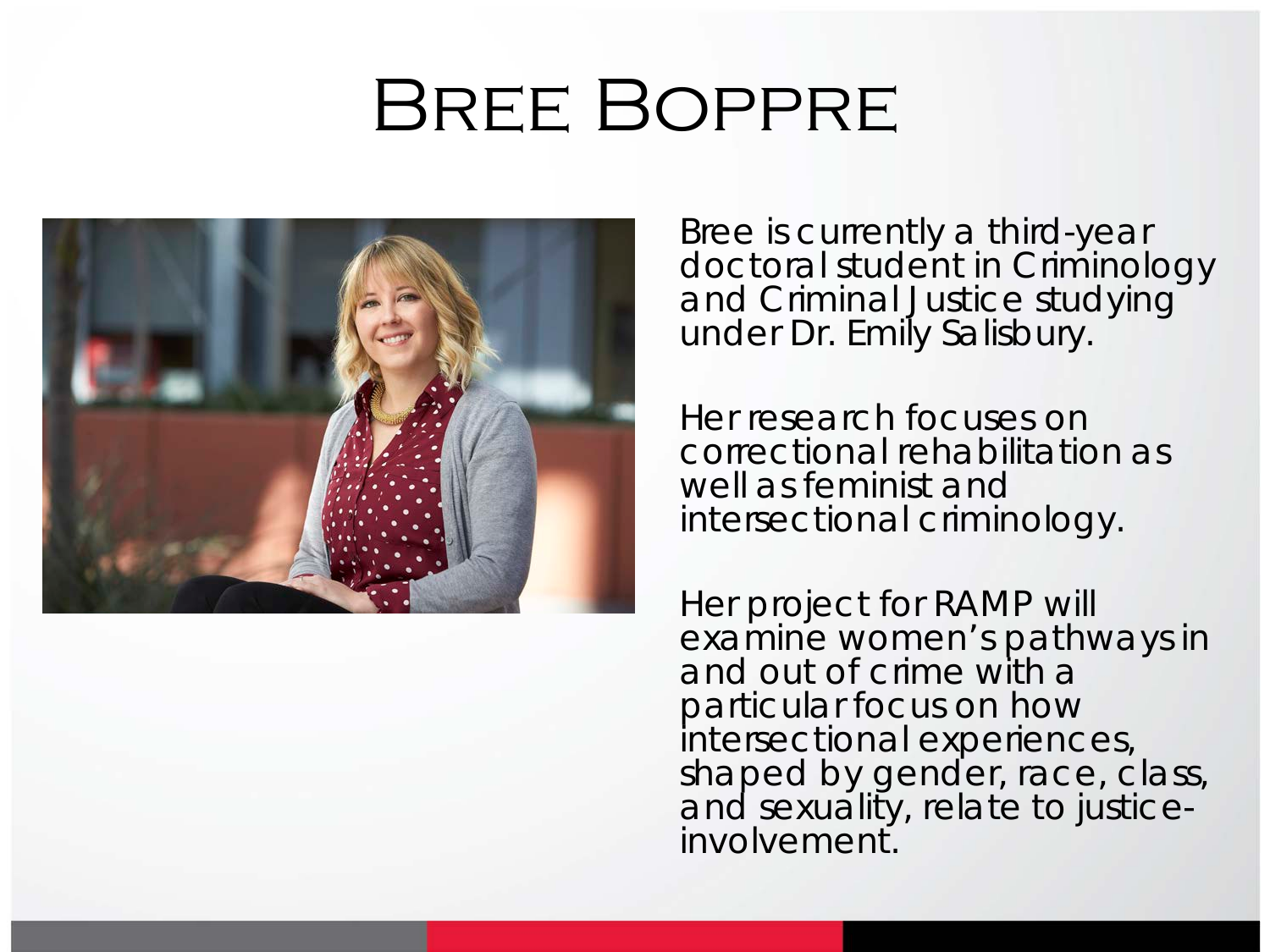# Bree Boppre

Bree is currently a third-year doctoral student in Criminology and Criminal Justice studying under Dr. Emily Salisbury.

Her research focuses on correctional rehabilitation as well as feminist and intersectional criminology.

Her project for RAMP will examine women's pathways in and out of crime with a particular focus on how intersectional experiences, shaped by gender, race, class, and sexuality, relate to justice-involvement.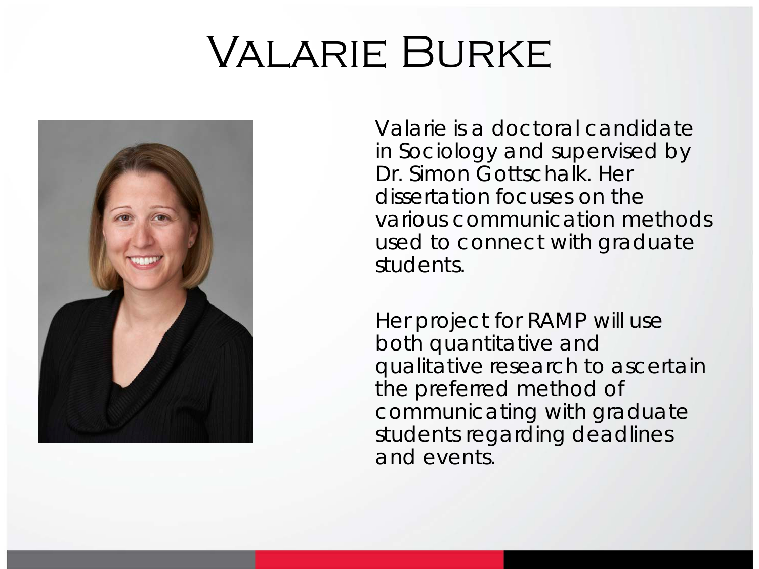# Valarie Burke

Valarie is a doctoral candidate in Sociology and supervised by Dr. Simon Gottschalk. Her dissertation focuses on the various communication methods used to connect with graduate students.

Her project for RAMP will use both quantitative and qualitative research to ascertain the preferred method of communicating with graduate students regarding deadlines and events.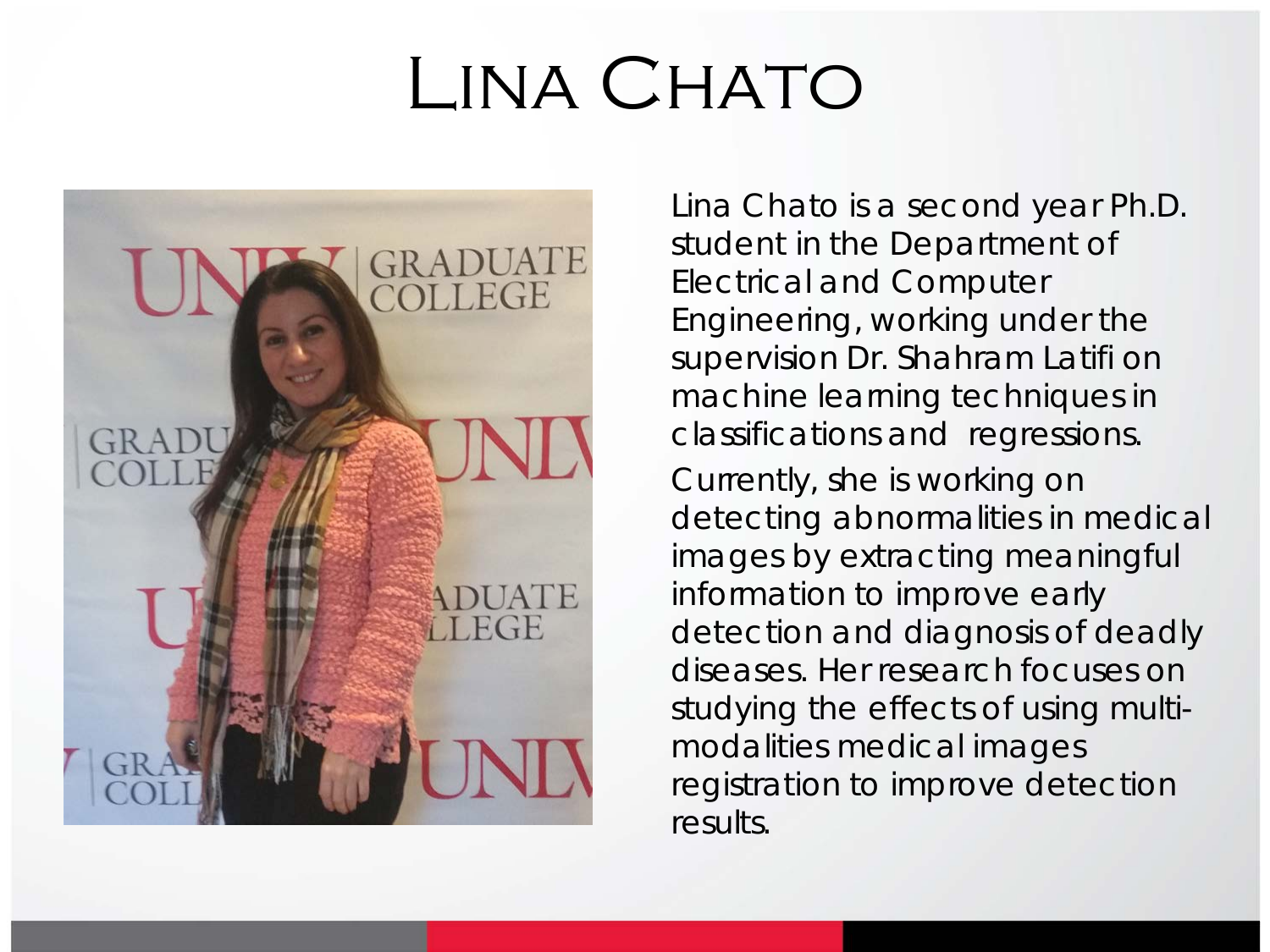# Lina Chato

Lina Chato is a second year Ph.D. student in the Department of Electrical and Computer Engineering, working under the supervision Dr. Shahram Latifi on machine learning techniques in classifications and regressions.

Currently, she is working on detecting abnormalities in medical images by extracting meaningful information to improve early detection and diagnosis of deadly diseases. Her research focuses on studying the effects of using multi-modalities medical images registration to improve detection results.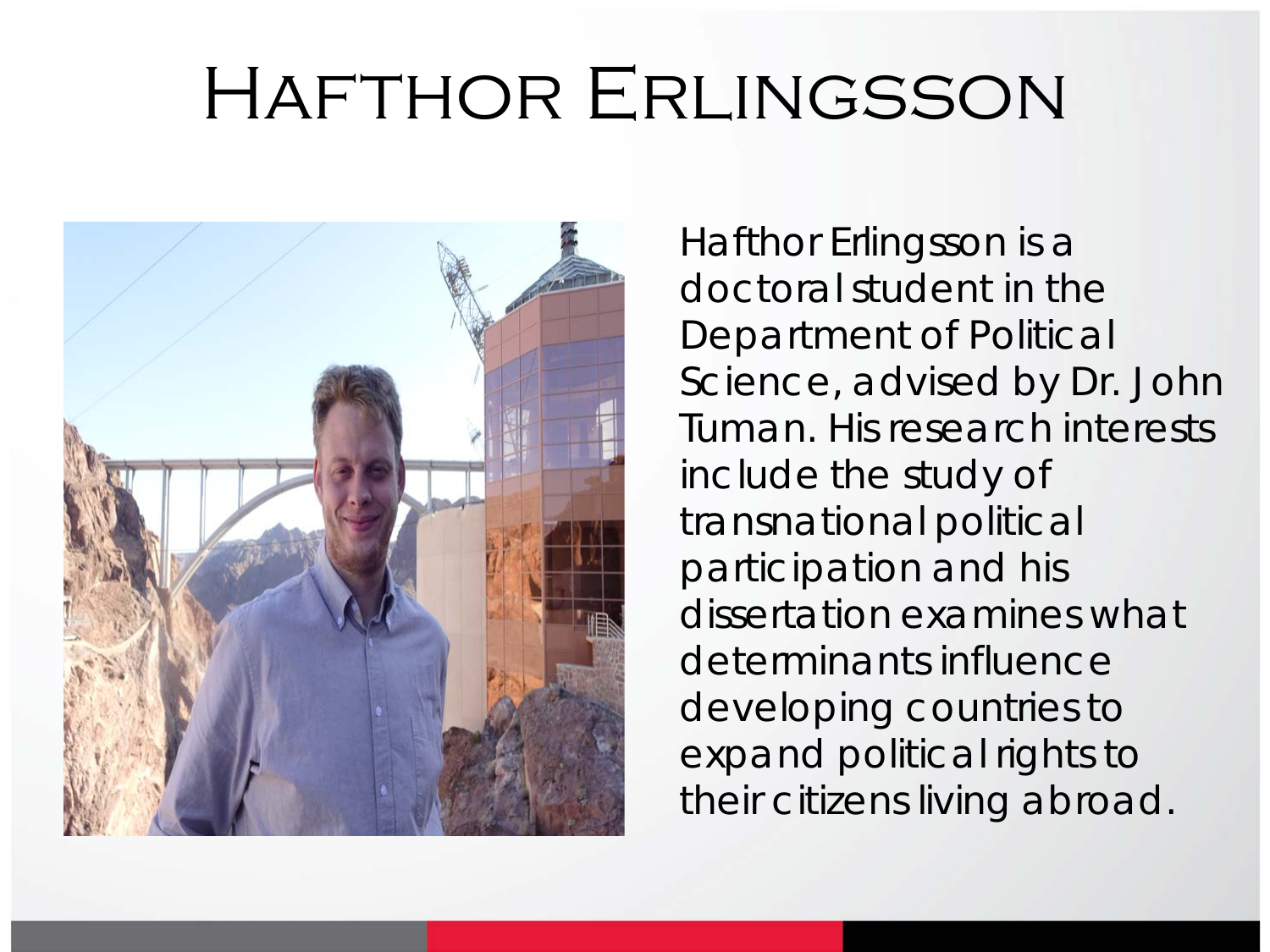# Hafthor Erlingsson

Hafthor Erlingsson is a doctoral student in the Department of Political Science, advised by Dr. John Tuman. His research interests include the study of transnational political participation and his dissertation examines what determinants influence developing countries to expand political rights to their citizens living abroad.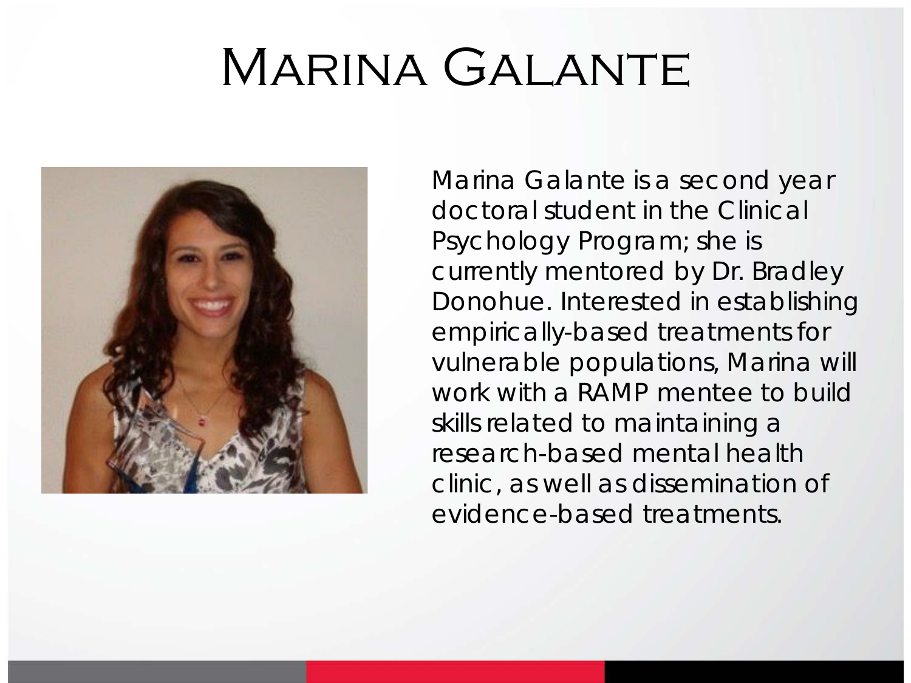# Marina Galante

Marina Galante is a second year doctoral student in the Clinical Psychology Program; she is currently mentored by Dr. Bradley Donohue. Interested in establishing empirically-based treatments for vulnerable populations, Marina will work with a RAMP mentee to build skills related to maintaining a research-based mental health clinic, as well as dissemination of evidence-based treatments.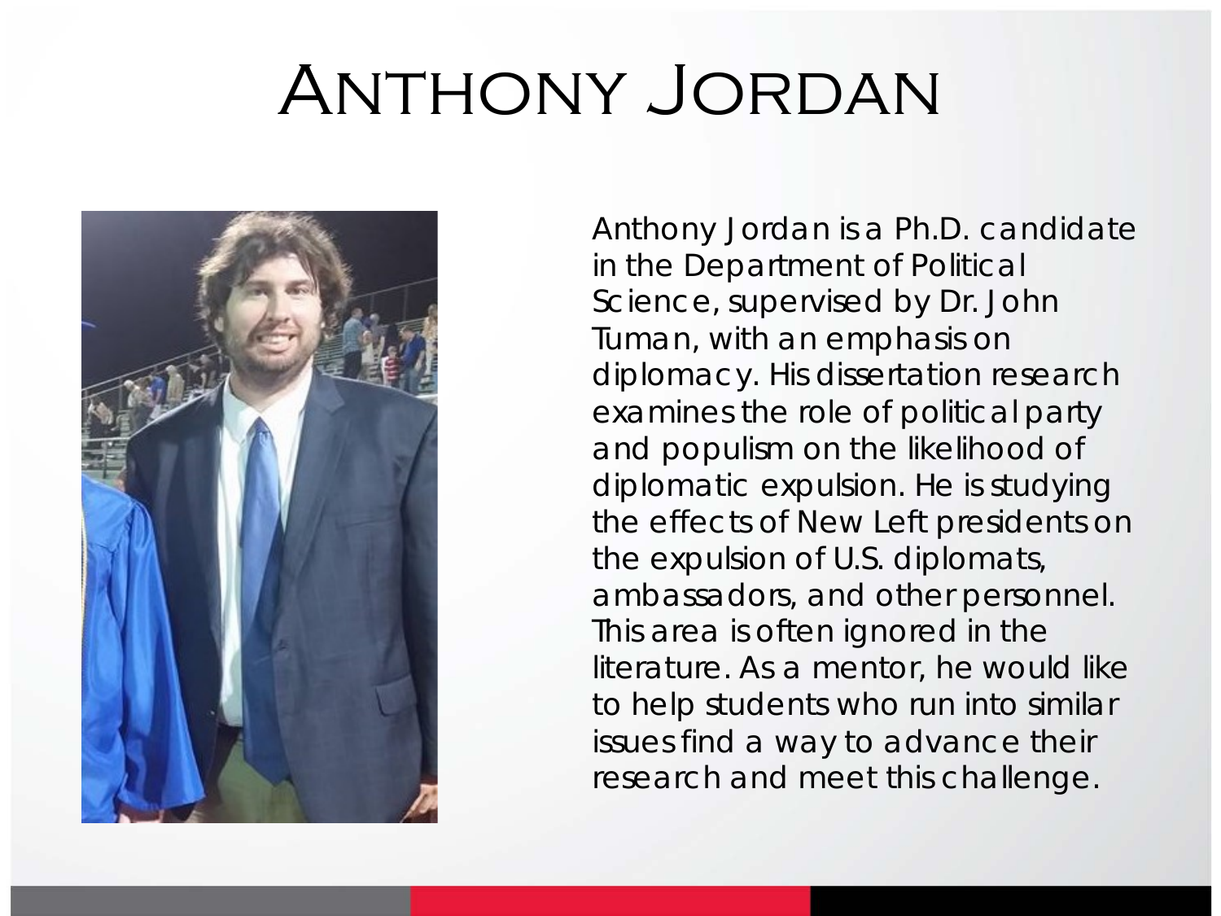# Anthony Jordan

Anthony Jordan is a Ph.D. candidate in the Department of Political Science, supervised by Dr. John Tuman, with an emphasis on diplomacy. His dissertation research examines the role of political party and populism on the likelihood of diplomatic expulsion. He is studying the effects of New Left presidents on the expulsion of U.S. diplomats, ambassadors, and other personnel. This area is often ignored in the literature. As a mentor, he would like to help students who run into similar issues find a way to advance their research and meet this challenge.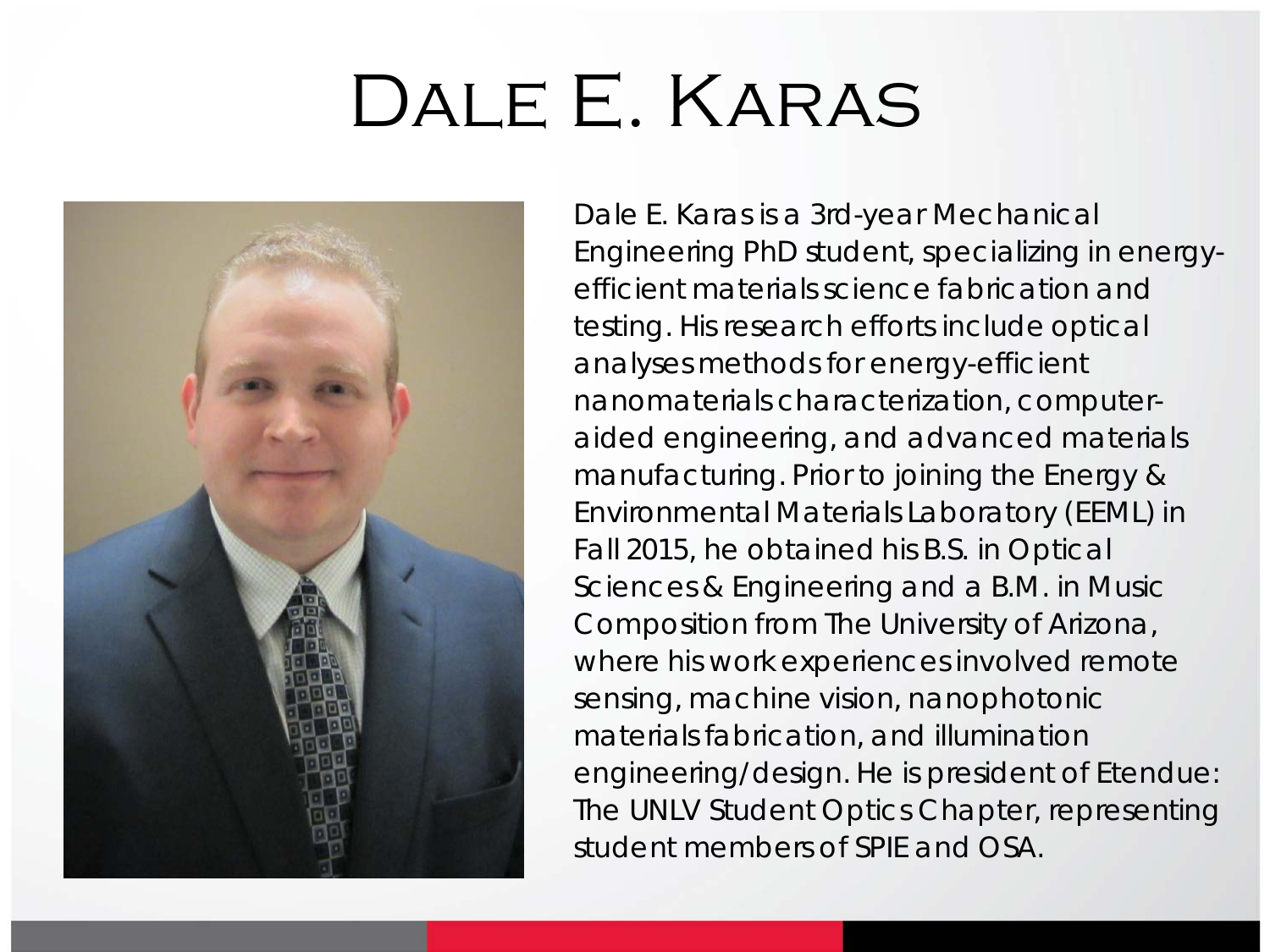# Dale E. Karas

Dale E. Karas is a 3rd-year Mechanical Engineering PhD student, specializing in energy-efficient materials science fabrication and testing. His research efforts include optical analyses methods for energy-efficient nanomaterials characterization, computer-aided engineering, and advanced materials manufacturing. Prior to joining the Energy & Environmental Materials Laboratory (EEML) in Fall 2015, he obtained his B.S. in Optical Sciences & Engineering and a B.M. in Music Composition from The University of Arizona, where his work experiences involved remote sensing, machine vision, nanophotonic materials fabrication, and illumination engineering/design. He is president of Etendue: The UNLV Student Optics Chapter, representing student members of SPIE and OSA.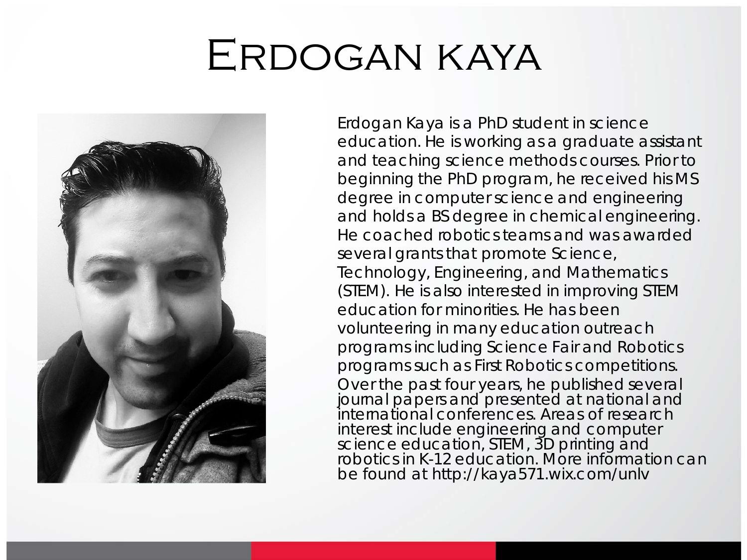# Erdogan kaya

Erdogan Kaya is a PhD student in science education. He is working as a graduate assistant and teaching science methods courses. Prior to beginning the PhD program, he received his MS degree in computer science and engineering and holds a BS degree in chemical engineering. He coached robotics teams and was awarded several grants that promote Science, Technology, Engineering, and Mathematics (STEM). He is also interested in improving STEM education for minorities. He has been volunteering in many education outreach programs including Science Fair and Robotics programs such as First Robotics competitions. Over the past four years, he published several journal papers and presented at national and international conferences. Areas of research interest include engineering and computer science education, STEM, 3D printing and robotics in K-12 education. More information can be found at http://kaya571.wix.com/unlv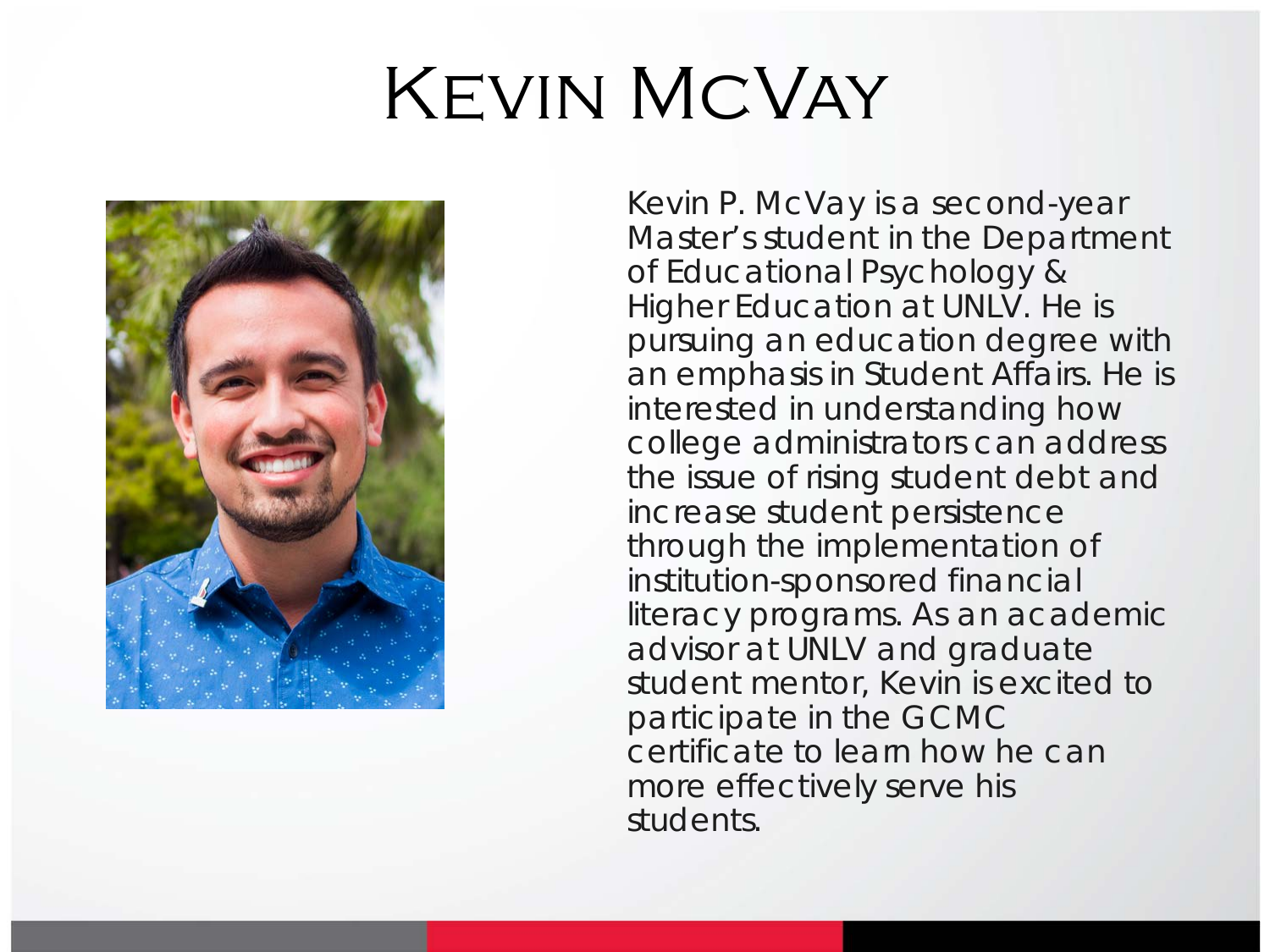# Kevin McVay

Kevin P. McVay is a second-year Master's student in the Department of Educational Psychology & Higher Education at UNLV. He is pursuing an education degree with an emphasis in Student Affairs. He is interested in understanding how college administrators can address the issue of rising student debt and increase student persistence through the implementation of institution-sponsored financial literacy programs. As an academic advisor at UNLV and graduate student mentor, Kevin is excited to participate in the GCMC certificate to learn how he can more effectively serve his students.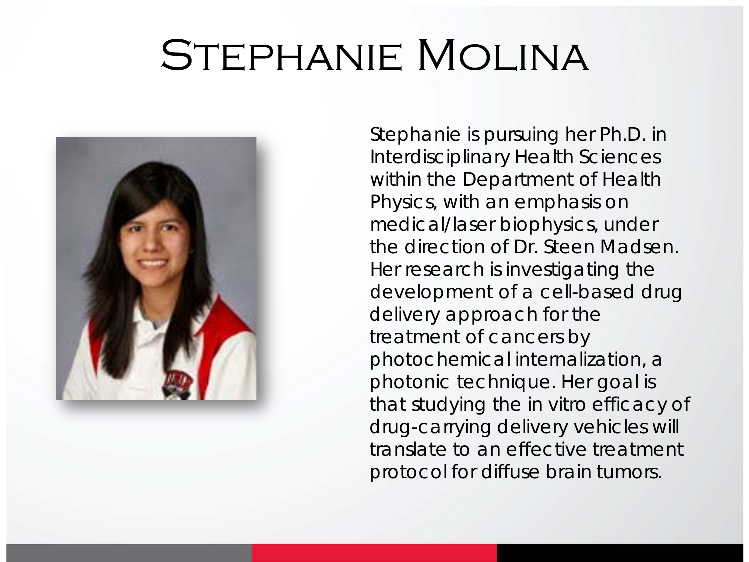# Stephanie Molina

Stephanie is pursuing her Ph.D. in Interdisciplinary Health Sciences within the Department of Health Physics, with an emphasis on medical/laser biophysics, under the direction of Dr. Steen Madsen. Her research is investigating the development of a cell-based drug delivery approach for the treatment of cancers by photochemical internalization, a photonic technique. Her goal is that studying the in vitro efficacy of drug-carrying delivery vehicles will translate to an effective treatment protocol for diffuse brain tumors.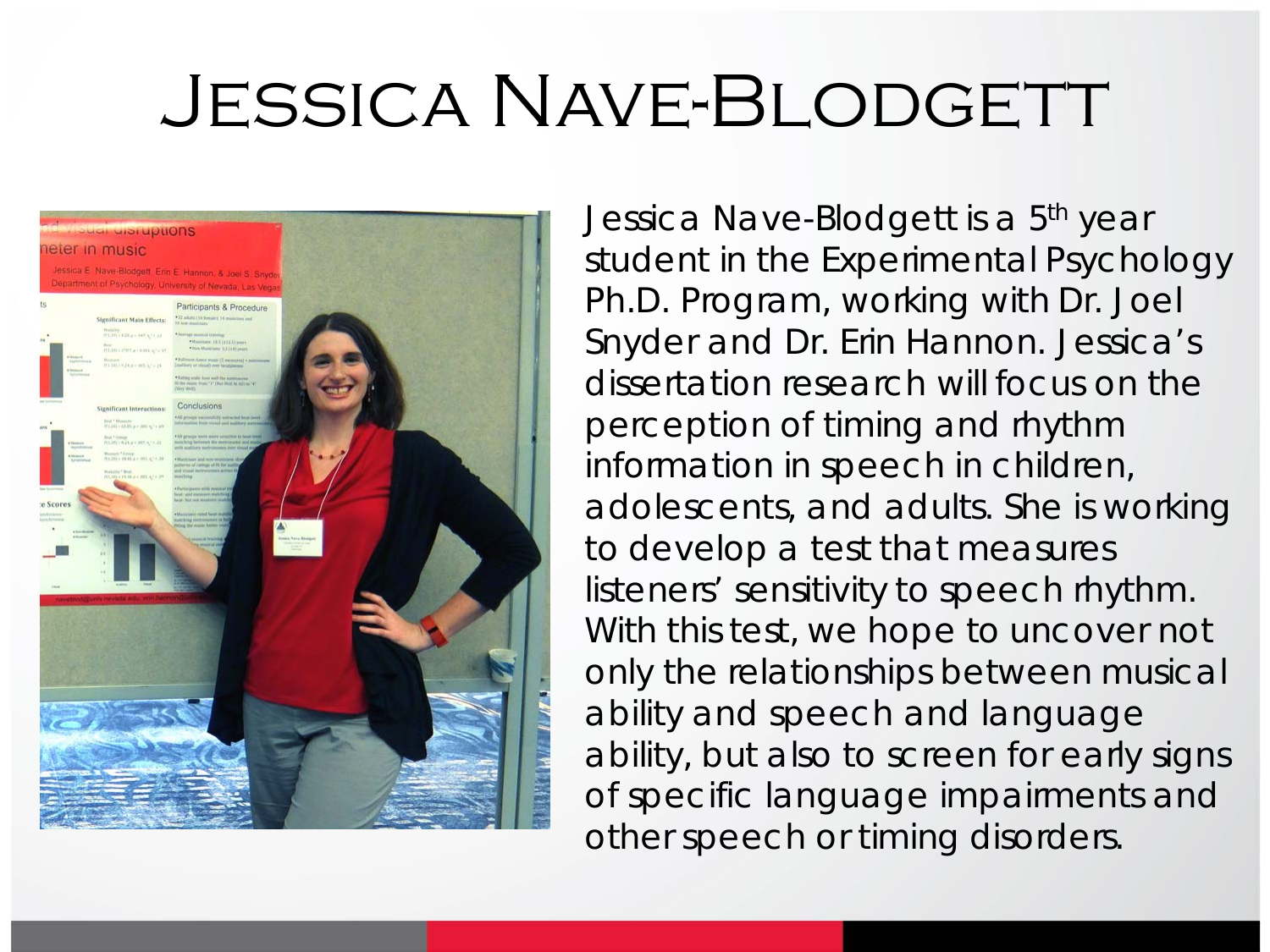# Jessica Nave-Blodgett

Jessica Nave-Blodgett is a 5th year student in the Experimental Psychology Ph.D. Program, working with Dr. Joel Snyder and Dr. Erin Hannon. Jessica's dissertation research will focus on the perception of timing and rhythm information in speech in children, adolescents, and adults. She is working to develop a test that measures listeners' sensitivity to speech rhythm. With this test, we hope to uncover not only the relationships between musical ability and speech and language ability, but also to screen for early signs of specific language impairments and other speech or timing disorders.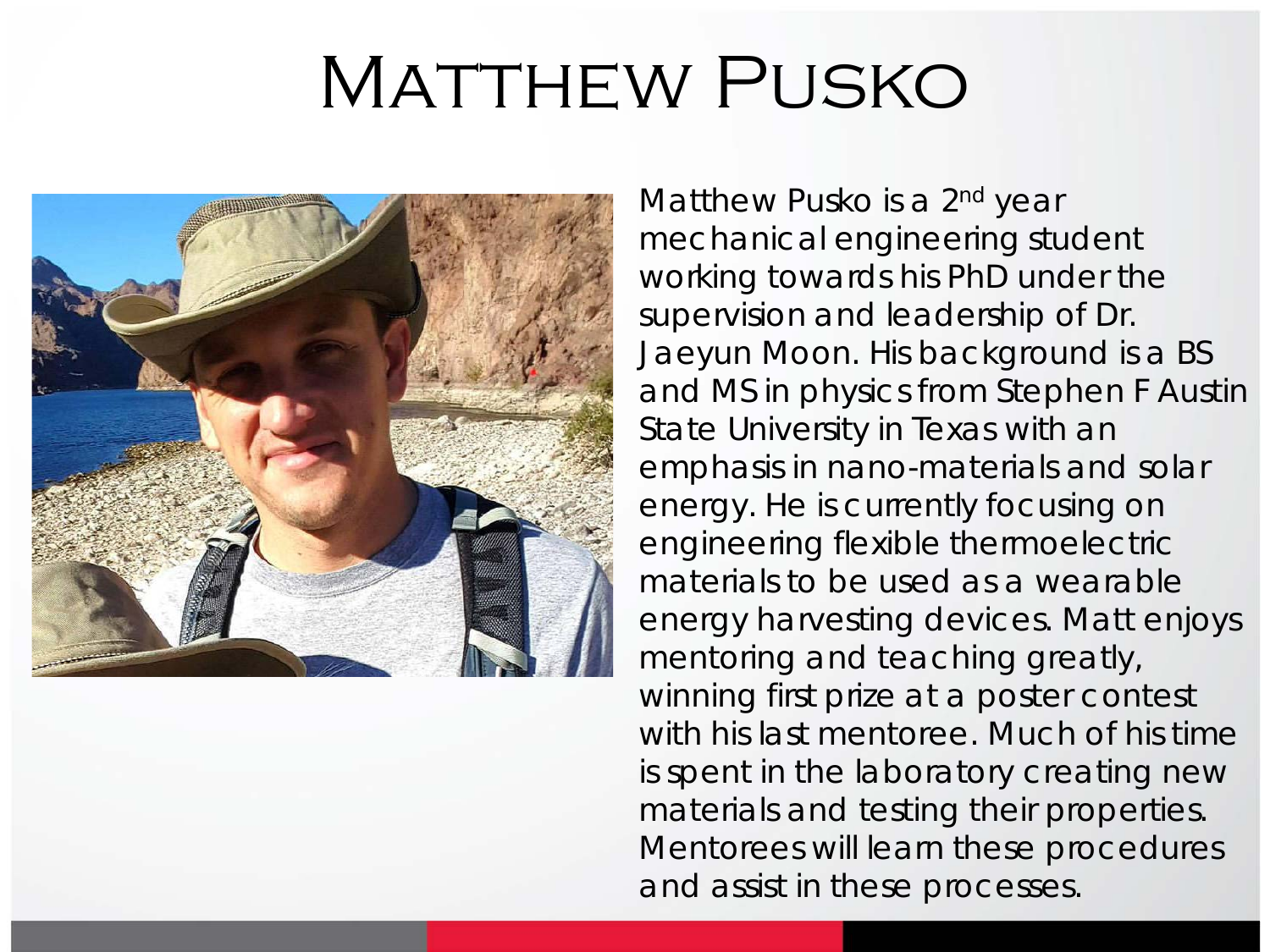# Matthew Pusko

Matthew Pusko is a 2nd year mechanical engineering student working towards his PhD under the supervision and leadership of Dr. Jaeyun Moon. His background is a BS and MS in physics from Stephen F Austin State University in Texas with an emphasis in nano-materials and solar energy. He is currently focusing on engineering flexible thermoelectric materials to be used as a wearable energy harvesting devices. Matt enjoys mentoring and teaching greatly, winning first prize at a poster contest with his last mentoree. Much of his time is spent in the laboratory creating new materials and testing their properties. Mentorees will learn these procedures and assist in these processes.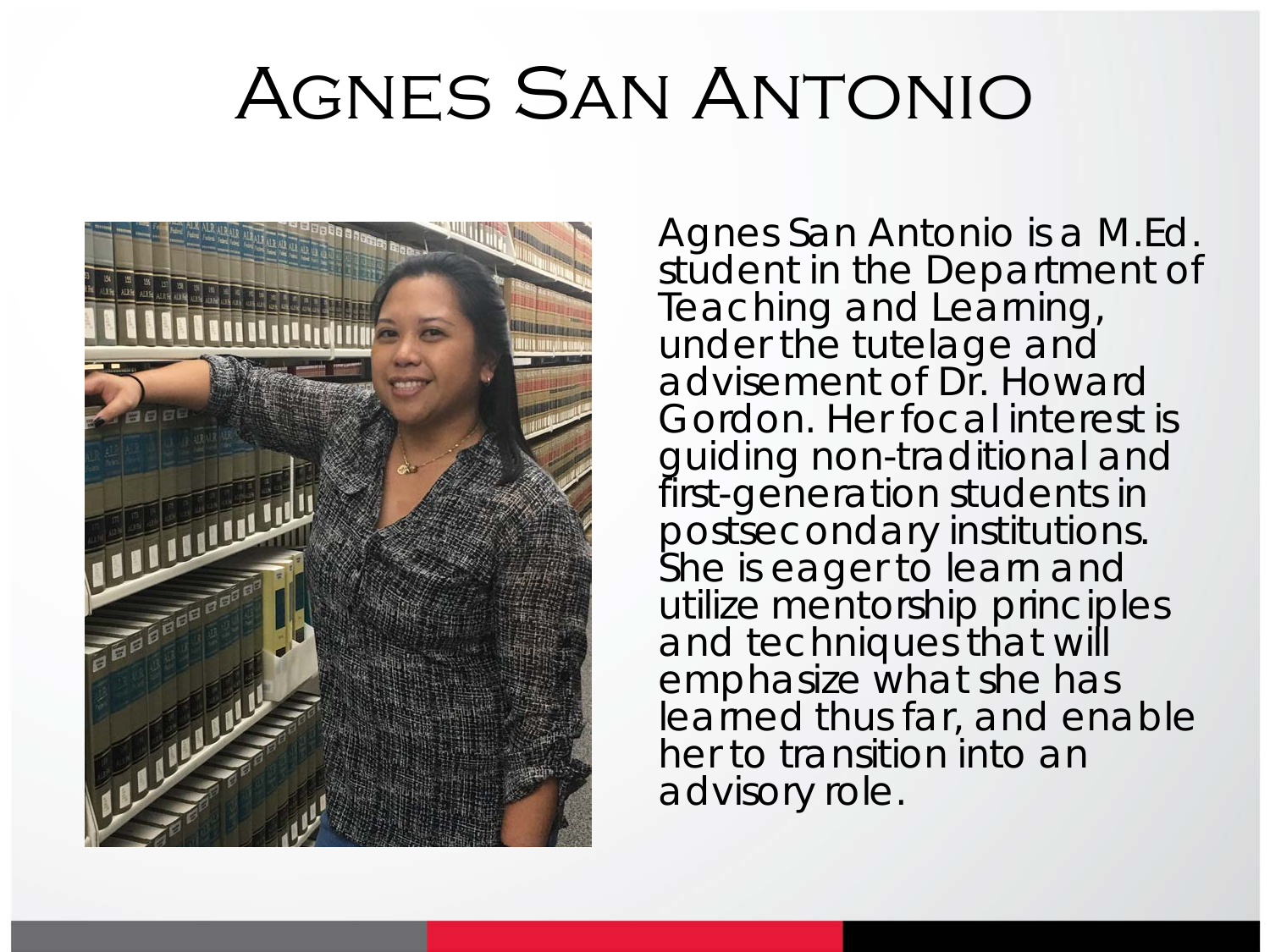# Agnes San Antonio

Agnes San Antonio is a M.Ed. student in the Department of Teaching and Learning, under the tutelage and advisement of Dr. Howard Gordon. Her focal interest is guiding non-traditional and first-generation students in postsecondary institutions. She is eager to learn and utilize mentorship principles and techniques that will emphasize what she has learned thus far, and enable her to transition into an advisory role.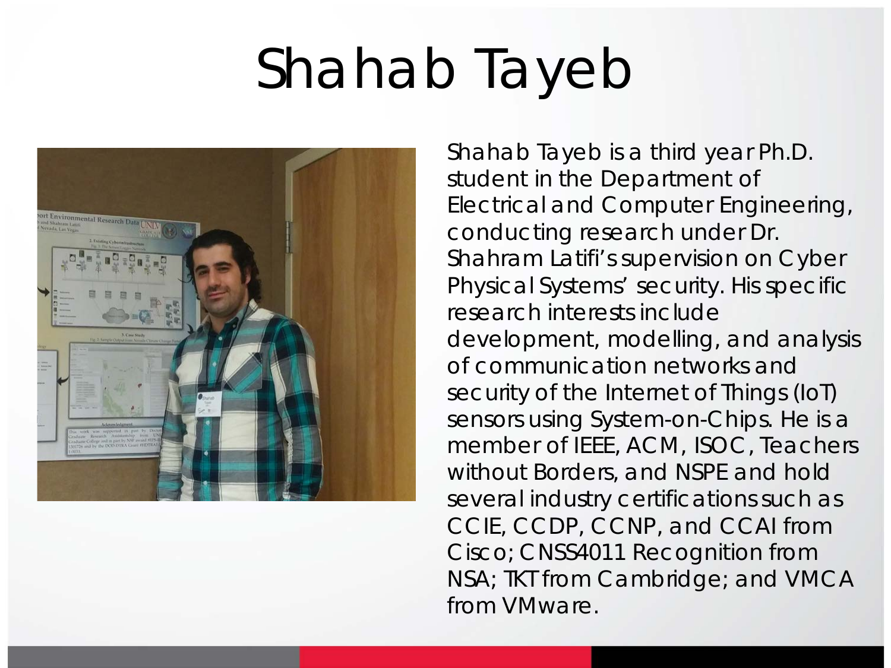# Shahab Tayeb

Shahab Tayeb is a third year Ph.D. student in the Department of Electrical and Computer Engineering, conducting research under Dr. Shahram Latifi's supervision on Cyber Physical Systems' security. His specific research interests include development, modelling, and analysis of communication networks and security of the Internet of Things (IoT) sensors using System-on-Chips. He is a member of IEEE, ACM, ISOC, Teachers without Borders, and NSPE and hold several industry certifications such as CCIE, CCDP, CCNP, and CCAI from Cisco; CNSS4011 Recognition from NSA; TKT from Cambridge; and VMCA from VMware.